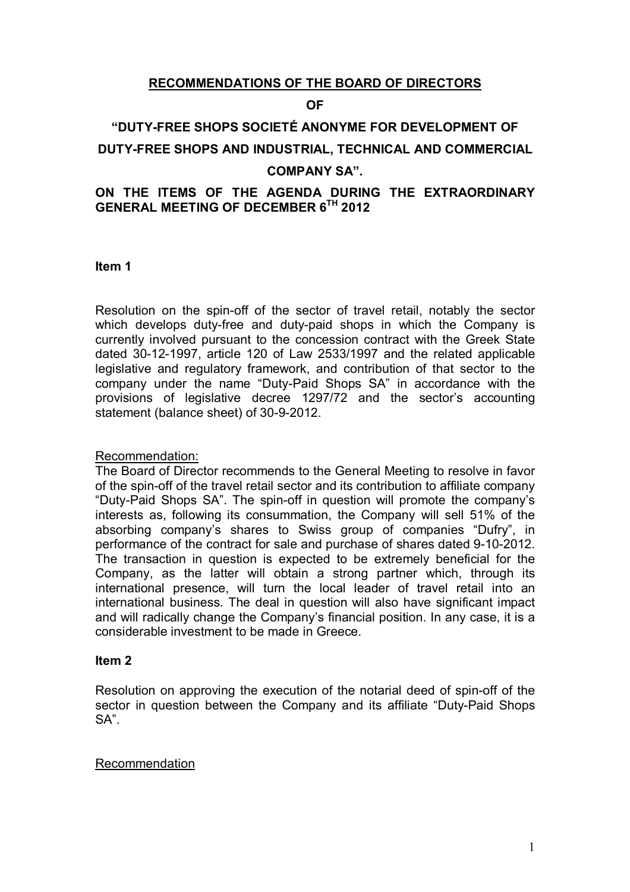# RECOMMENDATIONS OF THE BOARD OF DIRECTORS

# OF

# "DUTY-FREE SHOPS SOCIETÉ ANONYME FOR DEVELOPMENT OF DUTY-FREE SHOPS AND INDUSTRIAL, TECHNICAL AND COMMERCIAL COMPANY SA".

## ON THE ITEMS OF THE AGENDA DURING THE EXTRAORDINARY GENERAL MEETING OF DECEMBER 6TH 2012

### Item 1

Resolution on the spin-off of the sector of travel retail, notably the sector which develops duty-free and duty-paid shops in which the Company is currently involved pursuant to the concession contract with the Greek State dated 30-12-1997, article 120 of Law 2533/1997 and the related applicable legislative and regulatory framework, and contribution of that sector to the company under the name "Duty-Paid Shops SA" in accordance with the provisions of legislative decree 1297/72 and the sector's accounting statement (balance sheet) of 30-9-2012.

Recommendation:

The Board of Director recommends to the General Meeting to resolve in favor of the spin-off of the travel retail sector and its contribution to affiliate company "Duty-Paid Shops SA". The spin-off in question will promote the company's interests as, following its consummation, the Company will sell 51% of the absorbing company's shares to Swiss group of companies "Dufry", in performance of the contract for sale and purchase of shares dated 9-10-2012. The transaction in question is expected to be extremely beneficial for the Company, as the latter will obtain a strong partner which, through its international presence, will turn the local leader of travel retail into an international business. The deal in question will also have significant impact and will radically change the Company's financial position. In any case, it is a considerable investment to be made in Greece.

### Item 2

Resolution on approving the execution of the notarial deed of spin-off of the sector in question between the Company and its affiliate "Duty-Paid Shops SA".

Recommendation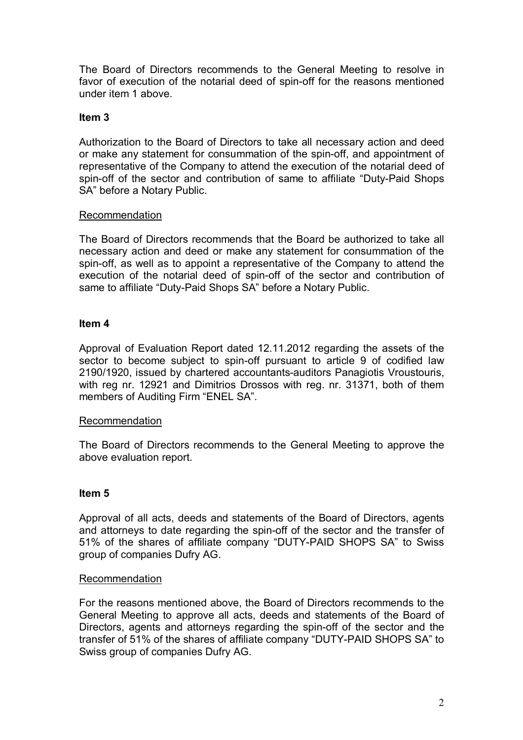The Board of Directors recommends to the General Meeting to resolve in favor of execution of the notarial deed of spin-off for the reasons mentioned under item 1 above.

**Item 3**

Authorization to the Board of Directors to take all necessary action and deed or make any statement for consummation of the spin-off, and appointment of representative of the Company to attend the execution of the notarial deed of spin-off of the sector and contribution of same to affiliate "Duty-Paid Shops SA" before a Notary Public.

Recommendation

The Board of Directors recommends that the Board be authorized to take all necessary action and deed or make any statement for consummation of the spin-off, as well as to appoint a representative of the Company to attend the execution of the notarial deed of spin-off of the sector and contribution of same to affiliate "Duty-Paid Shops SA" before a Notary Public.

**Item 4**

Approval of Evaluation Report dated 12.11.2012 regarding the assets of the sector to become subject to spin-off pursuant to article 9 of codified law 2190/1920, issued by chartered accountants-auditors Panagiotis Vroustouris, with reg nr. 12921 and Dimitrios Drossos with reg. nr. 31371, both of them members of Auditing Firm "ENEL SA".

Recommendation

The Board of Directors recommends to the General Meeting to approve the above evaluation report.

**Item 5**

Approval of all acts, deeds and statements of the Board of Directors, agents and attorneys to date regarding the spin-off of the sector and the transfer of 51% of the shares of affiliate company "DUTY-PAID SHOPS SA" to Swiss group of companies Dufry AG.

Recommendation

For the reasons mentioned above, the Board of Directors recommends to the General Meeting to approve all acts, deeds and statements of the Board of Directors, agents and attorneys regarding the spin-off of the sector and the transfer of 51% of the shares of affiliate company "DUTY-PAID SHOPS SA" to Swiss group of companies Dufry AG.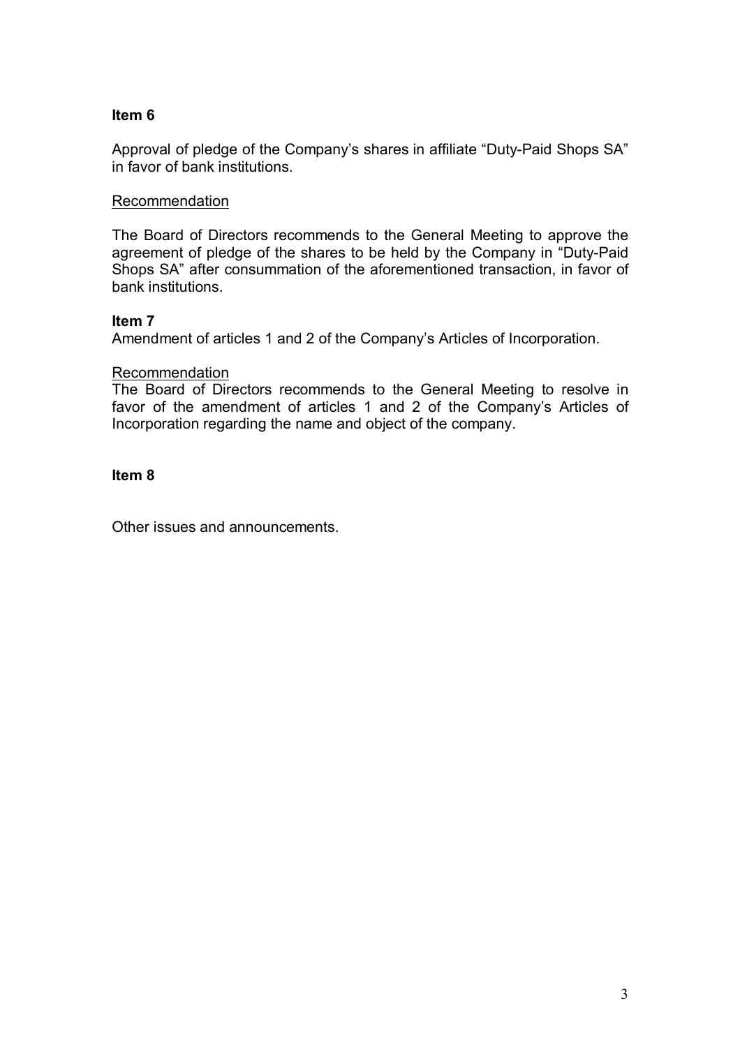**Item 6**

Approval of pledge of the Company's shares in affiliate "Duty-Paid Shops SA" in favor of bank institutions.

Recommendation

The Board of Directors recommends to the General Meeting to approve the agreement of pledge of the shares to be held by the Company in "Duty-Paid Shops SA" after consummation of the aforementioned transaction, in favor of bank institutions.

**Item 7**

Amendment of articles 1 and 2 of the Company's Articles of Incorporation.

Recommendation

The Board of Directors recommends to the General Meeting to resolve in favor of the amendment of articles 1 and 2 of the Company's Articles of Incorporation regarding the name and object of the company.

**Item 8**

Other issues and announcements.